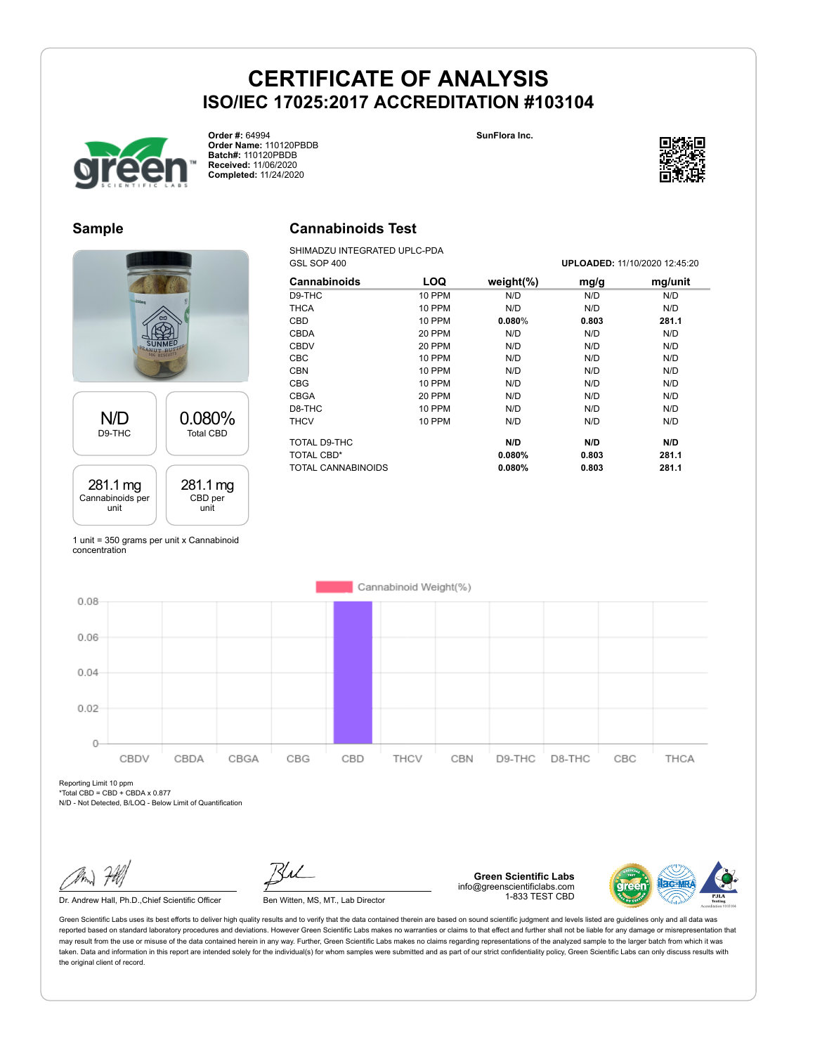# CERTIFICATE OF ANALYSIS

## ISO/IEC 17025:2017 ACCREDITATION #103104

**Order #:** 64994
**Order Name:** 110120PBDB
**Batch#:** 110120PBDB
**Received:** 11/06/2020
**Completed:** 11/24/2020

**SunFlora Inc.**

## Sample

| N/D | 0.080% |
|---|---|
| D9-THC | Total CBD |
| **281.1 mg** | **281.1 mg** |
| Cannabinoids per unit | CBD per unit |

1 unit = 350 grams per unit x Cannabinoid concentration

## Cannabinoids Test

SHIMADZU INTEGRATED UPLC-PDA
GSL SOP 400

**UPLOADED:** 11/10/2020 12:45:20

| Cannabinoids | LOQ | weight(%) | mg/g | mg/unit |
|---|---|---|---|---|
| D9-THC | 10 PPM | N/D | N/D | N/D |
| THCA | 10 PPM | N/D | N/D | N/D |
| CBD | 10 PPM | **0.080%** | **0.803** | **281.1** |
| CBDA | 20 PPM | N/D | N/D | N/D |
| CBDV | 20 PPM | N/D | N/D | N/D |
| CBC | 10 PPM | N/D | N/D | N/D |
| CBN | 10 PPM | N/D | N/D | N/D |
| CBG | 10 PPM | N/D | N/D | N/D |
| CBGA | 20 PPM | N/D | N/D | N/D |
| D8-THC | 10 PPM | N/D | N/D | N/D |
| THCV | 10 PPM | N/D | N/D | N/D |
| TOTAL D9-THC | | **N/D** | **N/D** | **N/D** |
| TOTAL CBD* | | **0.080%** | **0.803** | **281.1** |
| TOTAL CANNABINOIDS | | **0.080%** | **0.803** | **281.1** |

Reporting Limit 10 ppm
*Total CBD = CBD + CBDA x 0.877
N/D - Not Detected, B/LOQ - Below Limit of Quantification

Dr. Andrew Hall, Ph.D.,Chief Scientific Officer

Ben Witten, MS, MT., Lab Director

**Green Scientific Labs**
info@greenscientificlabs.com
1-833 TEST CBD

Green Scientific Labs uses its best efforts to deliver high quality results and to verify that the data contained therein are based on sound scientific judgment and levels listed are guidelines only and all data was reported based on standard laboratory procedures and deviations. However Green Scientific Labs makes no warranties or claims to that effect and further shall not be liable for any damage or misrepresentation that may result from the use or misuse of the data contained herein in any way. Further, Green Scientific Labs makes no claims regarding representations of the analyzed sample to the larger batch from which it was taken. Data and information in this report are intended solely for the individual(s) for whom samples were submitted and as part of our strict confidentiality policy, Green Scientific Labs can only discuss results with the original client of record.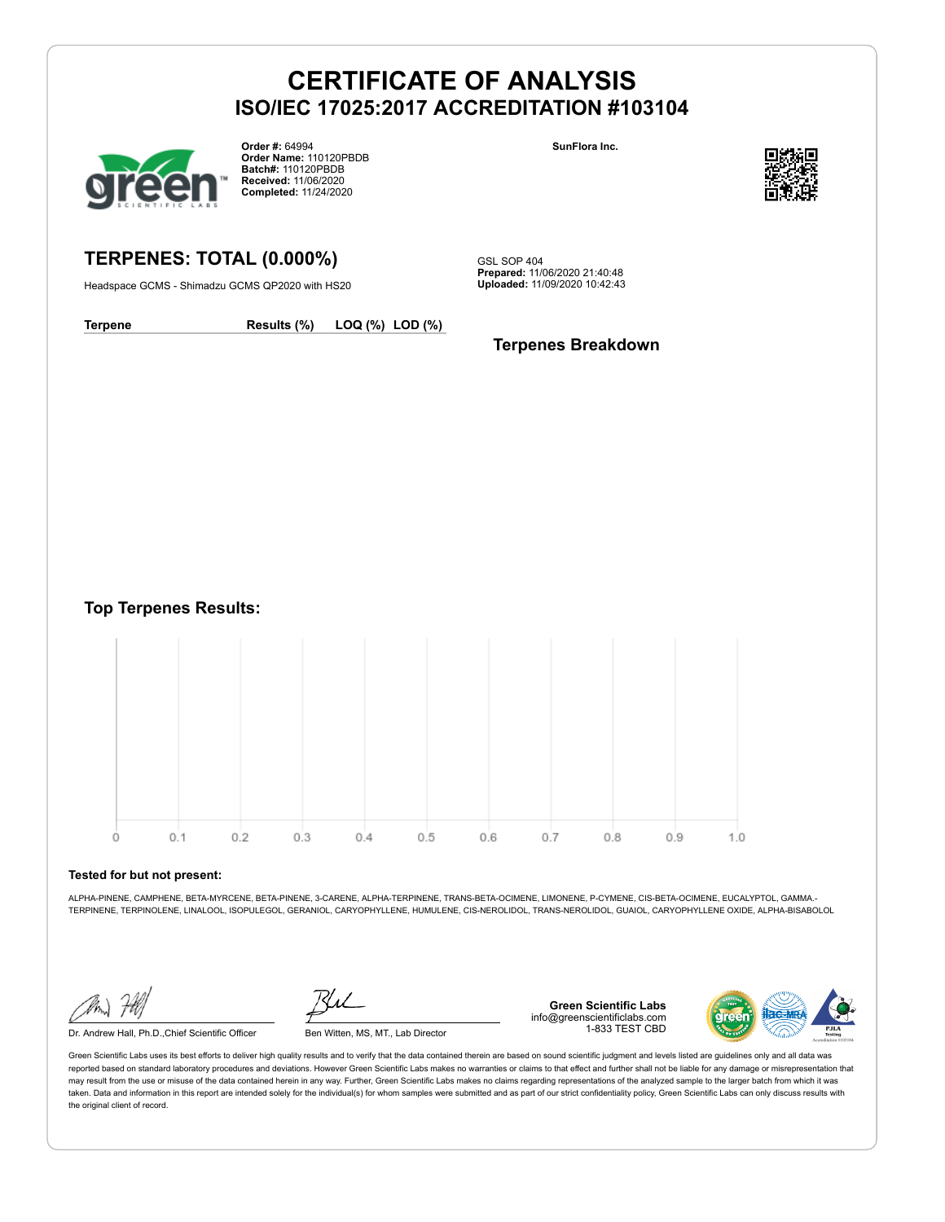# CERTIFICATE OF ANALYSIS
## ISO/IEC 17025:2017 ACCREDITATION #103104

**Order #:** 64994
**Order Name:** 110120PBDB
**Batch#:** 110120PBDB
**Received:** 11/06/2020
**Completed:** 11/24/2020

**SunFlora Inc.**

## TERPENES: TOTAL (0.000%)

Headspace GCMS - Shimadzu GCMS QP2020 with HS20

GSL SOP 404
**Prepared:** 11/06/2020 21:40:48
**Uploaded:** 11/09/2020 10:42:43

| Terpene | Results (%) | LOQ (%) | LOD (%) |
|---|---|---|---|

### Terpenes Breakdown

### Top Terpenes Results:

0 0.1 0.2 0.3 0.4 0.5 0.6 0.7 0.8 0.9 1.0

**Tested for but not present:**

ALPHA-PINENE, CAMPHENE, BETA-MYRCENE, BETA-PINENE, 3-CARENE, ALPHA-TERPINENE, TRANS-BETA-OCIMENE, LIMONENE, P-CYMENE, CIS-BETA-OCIMENE, EUCALYPTOL, GAMMA.-TERPINENE, TERPINOLENE, LINALOOL, ISOPULEGOL, GERANIOL, CARYOPHYLLENE, HUMULENE, CIS-NEROLIDOL, TRANS-NEROLIDOL, GUAIOL, CARYOPHYLLENE OXIDE, ALPHA-BISABOLOL

Dr. Andrew Hall, Ph.D.,Chief Scientific Officer

Ben Witten, MS, MT., Lab Director

**Green Scientific Labs**
info@greenscientificlabs.com
1-833 TEST CBD

Green Scientific Labs uses its best efforts to deliver high quality results and to verify that the data contained therein are based on sound scientific judgment and levels listed are guidelines only and all data was reported based on standard laboratory procedures and deviations. However Green Scientific Labs makes no warranties or claims to that effect and further shall not be liable for any damage or misrepresentation that may result from the use or misuse of the data contained herein in any way. Further, Green Scientific Labs makes no claims regarding representations of the analyzed sample to the larger batch from which it was taken. Data and information in this report are intended solely for the individual(s) for whom samples were submitted and as part of our strict confidentiality policy, Green Scientific Labs can only discuss results with the original client of record.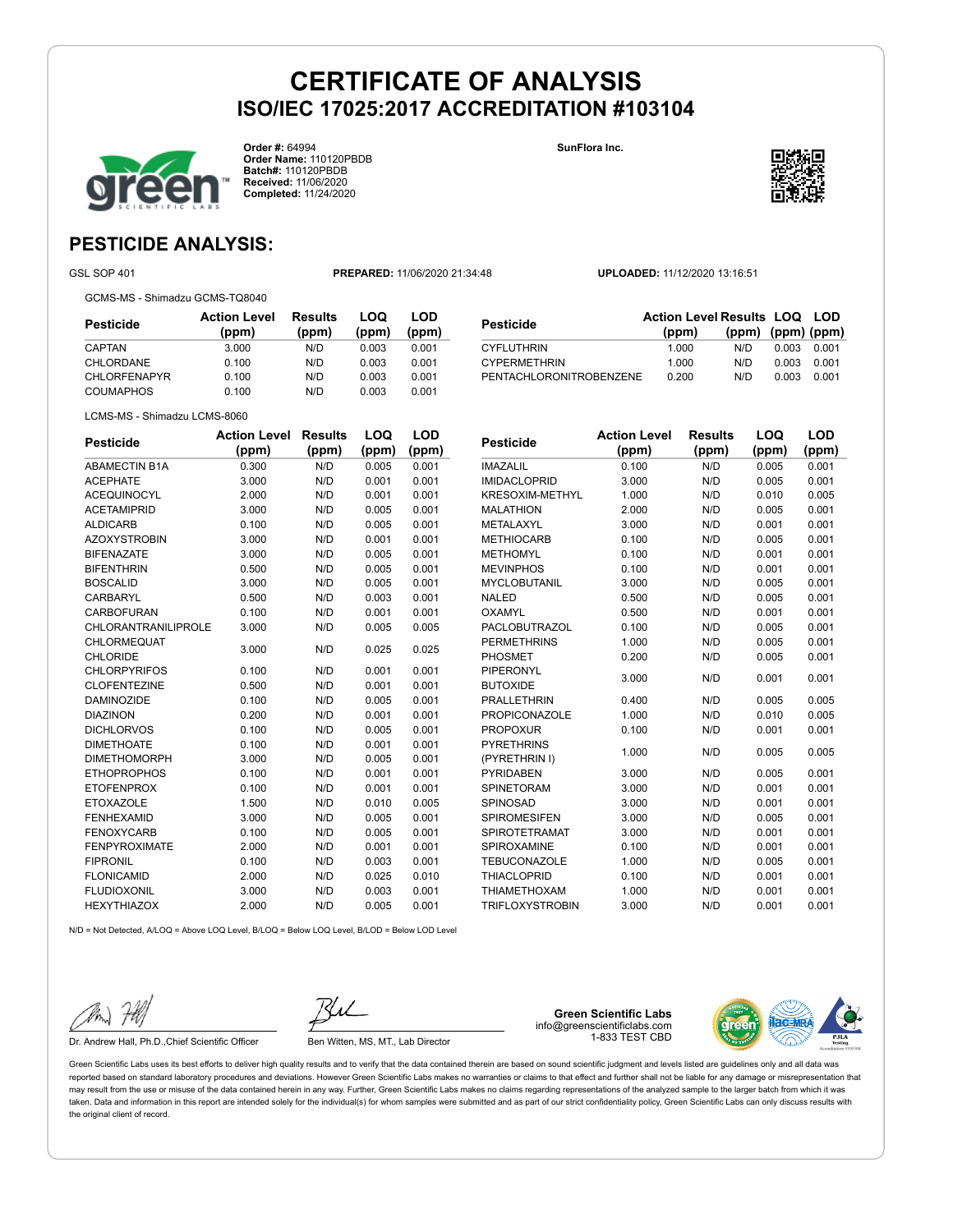# CERTIFICATE OF ANALYSIS
## ISO/IEC 17025:2017 ACCREDITATION #103104

**Order #:** 64994
**Order Name:** 110120PBDB
**Batch#:** 110120PBDB
**Received:** 11/06/2020
**Completed:** 11/24/2020

**SunFlora Inc.**

## PESTICIDE ANALYSIS:

GSL SOP 401 **PREPARED:** 11/06/2020 21:34:48 **UPLOADED:** 11/12/2020 13:16:51

GCMS-MS - Shimadzu GCMS-TQ8040

| Pesticide | Action Level (ppm) | Results (ppm) | LOQ (ppm) | LOD (ppm) |
|---|---|---|---|---|
| CAPTAN | 3.000 | N/D | 0.003 | 0.001 |
| CHLORDANE | 0.100 | N/D | 0.003 | 0.001 |
| CHLORFENAPYR | 0.100 | N/D | 0.003 | 0.001 |
| COUMAPHOS | 0.100 | N/D | 0.003 | 0.001 |
| CYFLUTHRIN | 1.000 | N/D | 0.003 | 0.001 |
| CYPERMETHRIN | 1.000 | N/D | 0.003 | 0.001 |
| PENTACHLORONITROBENZENE | 0.200 | N/D | 0.003 | 0.001 |

LCMS-MS - Shimadzu LCMS-8060

| Pesticide | Action Level (ppm) | Results (ppm) | LOQ (ppm) | LOD (ppm) |
|---|---|---|---|---|
| ABAMECTIN B1A | 0.300 | N/D | 0.005 | 0.001 |
| ACEPHATE | 3.000 | N/D | 0.001 | 0.001 |
| ACEQUINOCYL | 2.000 | N/D | 0.001 | 0.001 |
| ACETAMIPRID | 3.000 | N/D | 0.005 | 0.001 |
| ALDICARB | 0.100 | N/D | 0.005 | 0.001 |
| AZOXYSTROBIN | 3.000 | N/D | 0.001 | 0.001 |
| BIFENAZATE | 3.000 | N/D | 0.005 | 0.001 |
| BIFENTHRIN | 0.500 | N/D | 0.005 | 0.001 |
| BOSCALID | 3.000 | N/D | 0.005 | 0.001 |
| CARBARYL | 0.500 | N/D | 0.003 | 0.001 |
| CARBOFURAN | 0.100 | N/D | 0.001 | 0.001 |
| CHLORANTRANILIPROLE | 3.000 | N/D | 0.005 | 0.005 |
| CHLORMEQUAT CHLORIDE | 3.000 | N/D | 0.025 | 0.025 |
| CHLORPYRIFOS | 0.100 | N/D | 0.001 | 0.001 |
| CLOFENTEZINE | 0.500 | N/D | 0.001 | 0.001 |
| DAMINOZIDE | 0.100 | N/D | 0.005 | 0.001 |
| DIAZINON | 0.200 | N/D | 0.001 | 0.001 |
| DICHLORVOS | 0.100 | N/D | 0.005 | 0.001 |
| DIMETHOATE | 0.100 | N/D | 0.001 | 0.001 |
| DIMETHOMORPH | 3.000 | N/D | 0.005 | 0.001 |
| ETHOPROPHOS | 0.100 | N/D | 0.001 | 0.001 |
| ETOFENPROX | 0.100 | N/D | 0.001 | 0.001 |
| ETOXAZOLE | 1.500 | N/D | 0.010 | 0.005 |
| FENHEXAMID | 3.000 | N/D | 0.005 | 0.001 |
| FENOXYCARB | 0.100 | N/D | 0.005 | 0.001 |
| FENPYROXIMATE | 2.000 | N/D | 0.001 | 0.001 |
| FIPRONIL | 0.100 | N/D | 0.003 | 0.001 |
| FLONICAMID | 2.000 | N/D | 0.025 | 0.010 |
| FLUDIOXONIL | 3.000 | N/D | 0.003 | 0.001 |
| HEXYTHIAZOX | 2.000 | N/D | 0.005 | 0.001 |
| IMAZALIL | 0.100 | N/D | 0.005 | 0.001 |
| IMIDACLOPRID | 3.000 | N/D | 0.005 | 0.001 |
| KRESOXIM-METHYL | 1.000 | N/D | 0.010 | 0.005 |
| MALATHION | 2.000 | N/D | 0.005 | 0.001 |
| METALAXYL | 3.000 | N/D | 0.001 | 0.001 |
| METHIOCARB | 0.100 | N/D | 0.005 | 0.001 |
| METHOMYL | 0.100 | N/D | 0.001 | 0.001 |
| MEVINPHOS | 0.100 | N/D | 0.001 | 0.001 |
| MYCLOBUTANIL | 3.000 | N/D | 0.005 | 0.001 |
| NALED | 0.500 | N/D | 0.005 | 0.001 |
| OXAMYL | 0.500 | N/D | 0.001 | 0.001 |
| PACLOBUTRAZOL | 0.100 | N/D | 0.005 | 0.001 |
| PERMETHRINS | 1.000 | N/D | 0.005 | 0.001 |
| PHOSMET | 0.200 | N/D | 0.005 | 0.001 |
| PIPERONYL BUTOXIDE | 3.000 | N/D | 0.001 | 0.001 |
| PRALLETHRIN | 0.400 | N/D | 0.005 | 0.005 |
| PROPICONAZOLE | 1.000 | N/D | 0.010 | 0.005 |
| PROPOXUR | 0.100 | N/D | 0.001 | 0.001 |
| PYRETHRINS (PYRETHRIN I) | 1.000 | N/D | 0.005 | 0.005 |
| PYRIDABEN | 3.000 | N/D | 0.005 | 0.001 |
| SPINETORAM | 3.000 | N/D | 0.001 | 0.001 |
| SPINOSAD | 3.000 | N/D | 0.001 | 0.001 |
| SPIROMESIFEN | 3.000 | N/D | 0.005 | 0.001 |
| SPIROTETRAMAT | 3.000 | N/D | 0.001 | 0.001 |
| SPIROXAMINE | 0.100 | N/D | 0.001 | 0.001 |
| TEBUCONAZOLE | 1.000 | N/D | 0.005 | 0.001 |
| THIACLOPRID | 0.100 | N/D | 0.001 | 0.001 |
| THIAMETHOXAM | 1.000 | N/D | 0.001 | 0.001 |
| TRIFLOXYSTROBIN | 3.000 | N/D | 0.001 | 0.001 |

N/D = Not Detected, A/LOQ = Above LOQ Level, B/LOQ = Below LOQ Level, B/LOD = Below LOD Level

Dr. Andrew Hall, Ph.D.,Chief Scientific Officer

Ben Witten, MS, MT., Lab Director

**Green Scientific Labs**
info@greenscientificlabs.com
1-833 TEST CBD

Green Scientific Labs uses its best efforts to deliver high quality results and to verify that the data contained therein are based on sound scientific judgment and levels listed are guidelines only and all data was reported based on standard laboratory procedures and deviations. However Green Scientific Labs makes no warranties or claims to that effect and further shall not be liable for any damage or misrepresentation that may result from the use or misuse of the data contained herein in any way. Further, Green Scientific Labs makes no claims regarding representations of the analyzed sample to the larger batch from which it was taken. Data and information in this report are intended solely for the individual(s) for whom samples were submitted and as part of our strict confidentiality policy, Green Scientific Labs can only discuss results with the original client of record.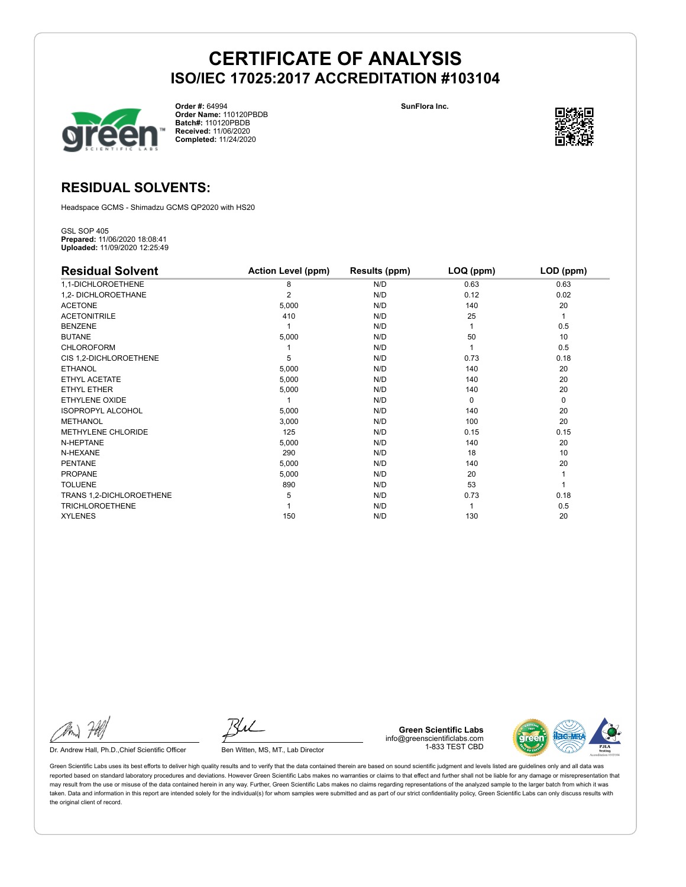# CERTIFICATE OF ANALYSIS
## ISO/IEC 17025:2017 ACCREDITATION #103104

**Order #:** 64994
**Order Name:** 110120PBDB
**Batch#:** 110120PBDB
**Received:** 11/06/2020
**Completed:** 11/24/2020

**SunFlora Inc.**

## RESIDUAL SOLVENTS:

Headspace GCMS - Shimadzu GCMS QP2020 with HS20

GSL SOP 405
**Prepared:** 11/06/2020 18:08:41
**Uploaded:** 11/09/2020 12:25:49

| Residual Solvent | Action Level (ppm) | Results (ppm) | LOQ (ppm) | LOD (ppm) |
|---|---|---|---|---|
| 1,1-DICHLOROETHENE | 8 | N/D | 0.63 | 0.63 |
| 1,2- DICHLOROETHANE | 2 | N/D | 0.12 | 0.02 |
| ACETONE | 5,000 | N/D | 140 | 20 |
| ACETONITRILE | 410 | N/D | 25 | 1 |
| BENZENE | 1 | N/D | 1 | 0.5 |
| BUTANE | 5,000 | N/D | 50 | 10 |
| CHLOROFORM | 1 | N/D | 1 | 0.5 |
| CIS 1,2-DICHLOROETHENE | 5 | N/D | 0.73 | 0.18 |
| ETHANOL | 5,000 | N/D | 140 | 20 |
| ETHYL ACETATE | 5,000 | N/D | 140 | 20 |
| ETHYL ETHER | 5,000 | N/D | 140 | 20 |
| ETHYLENE OXIDE | 1 | N/D | 0 | 0 |
| ISOPROPYL ALCOHOL | 5,000 | N/D | 140 | 20 |
| METHANOL | 3,000 | N/D | 100 | 20 |
| METHYLENE CHLORIDE | 125 | N/D | 0.15 | 0.15 |
| N-HEPTANE | 5,000 | N/D | 140 | 20 |
| N-HEXANE | 290 | N/D | 18 | 10 |
| PENTANE | 5,000 | N/D | 140 | 20 |
| PROPANE | 5,000 | N/D | 20 | 1 |
| TOLUENE | 890 | N/D | 53 | 1 |
| TRANS 1,2-DICHLOROETHENE | 5 | N/D | 0.73 | 0.18 |
| TRICHLOROETHENE | 1 | N/D | 1 | 0.5 |
| XYLENES | 150 | N/D | 130 | 20 |

Dr. Andrew Hall, Ph.D.,Chief Scientific Officer

Ben Witten, MS, MT., Lab Director

**Green Scientific Labs**
info@greenscientificlabs.com
1-833 TEST CBD

Green Scientific Labs uses its best efforts to deliver high quality results and to verify that the data contained therein are based on sound scientific judgment and levels listed are guidelines only and all data was reported based on standard laboratory procedures and deviations. However Green Scientific Labs makes no warranties or claims to that effect and further shall not be liable for any damage or misrepresentation that may result from the use or misuse of the data contained herein in any way. Further, Green Scientific Labs makes no claims regarding representations of the analyzed sample to the larger batch from which it was taken. Data and information in this report are intended solely for the individual(s) for whom samples were submitted and as part of our strict confidentiality policy, Green Scientific Labs can only discuss results with the original client of record.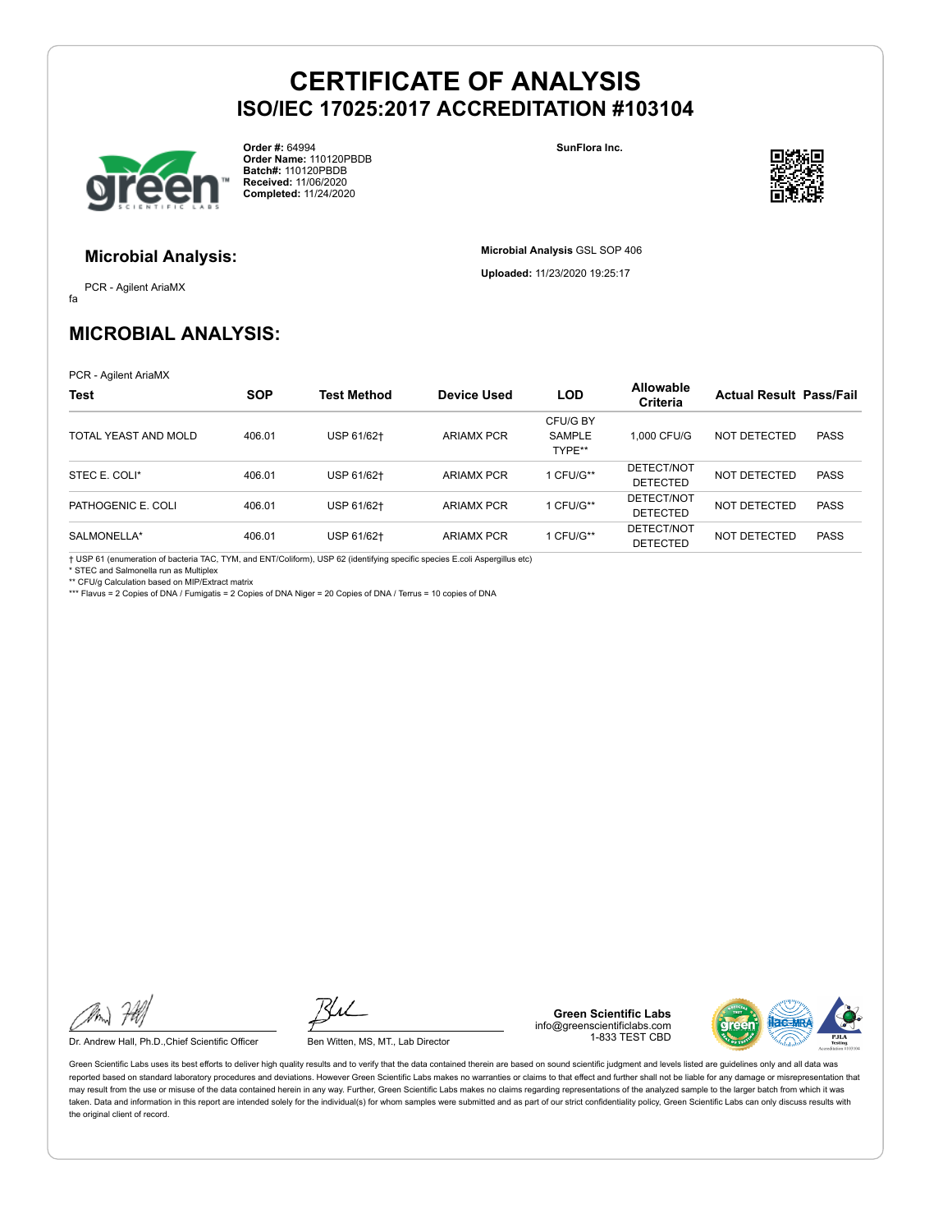# CERTIFICATE OF ANALYSIS

## ISO/IEC 17025:2017 ACCREDITATION #103104

**Order #:** 64994
**Order Name:** 110120PBDB
**Batch#:** 110120PBDB
**Received:** 11/06/2020
**Completed:** 11/24/2020

**SunFlora Inc.**

### Microbial Analysis:

PCR - Agilent AriaMX

fa

**Microbial Analysis** GSL SOP 406

**Uploaded:** 11/23/2020 19:25:17

## MICROBIAL ANALYSIS:

PCR - Agilent AriaMX

| Test | SOP | Test Method | Device Used | LOD | Allowable Criteria | Actual Result | Pass/Fail |
|---|---|---|---|---|---|---|---|
| TOTAL YEAST AND MOLD | 406.01 | USP 61/62† | ARIAMX PCR | CFU/G BY SAMPLE TYPE** | 1,000 CFU/G | NOT DETECTED | PASS |
| STEC E. COLI* | 406.01 | USP 61/62† | ARIAMX PCR | 1 CFU/G** | DETECT/NOT DETECTED | NOT DETECTED | PASS |
| PATHOGENIC E. COLI | 406.01 | USP 61/62† | ARIAMX PCR | 1 CFU/G** | DETECT/NOT DETECTED | NOT DETECTED | PASS |
| SALMONELLA* | 406.01 | USP 61/62† | ARIAMX PCR | 1 CFU/G** | DETECT/NOT DETECTED | NOT DETECTED | PASS |

† USP 61 (enumeration of bacteria TAC, TYM, and ENT/Coliform), USP 62 (identifying specific species E.coli Aspergillus etc)
* STEC and Salmonella run as Multiplex
** CFU/g Calculation based on MIP/Extract matrix
*** Flavus = 2 Copies of DNA / Fumigatis = 2 Copies of DNA Niger = 20 Copies of DNA / Terrus = 10 copies of DNA

Dr. Andrew Hall, Ph.D.,Chief Scientific Officer

Ben Witten, MS, MT., Lab Director

**Green Scientific Labs**
info@greenscientificlabs.com
1-833 TEST CBD

Green Scientific Labs uses its best efforts to deliver high quality results and to verify that the data contained therein are based on sound scientific judgment and levels listed are guidelines only and all data was reported based on standard laboratory procedures and deviations. However Green Scientific Labs makes no warranties or claims to that effect and further shall not be liable for any damage or misrepresentation that may result from the use or misuse of the data contained herein in any way. Further, Green Scientific Labs makes no claims regarding representations of the analyzed sample to the larger batch from which it was taken. Data and information in this report are intended solely for the individual(s) for whom samples were submitted and as part of our strict confidentiality policy, Green Scientific Labs can only discuss results with the original client of record.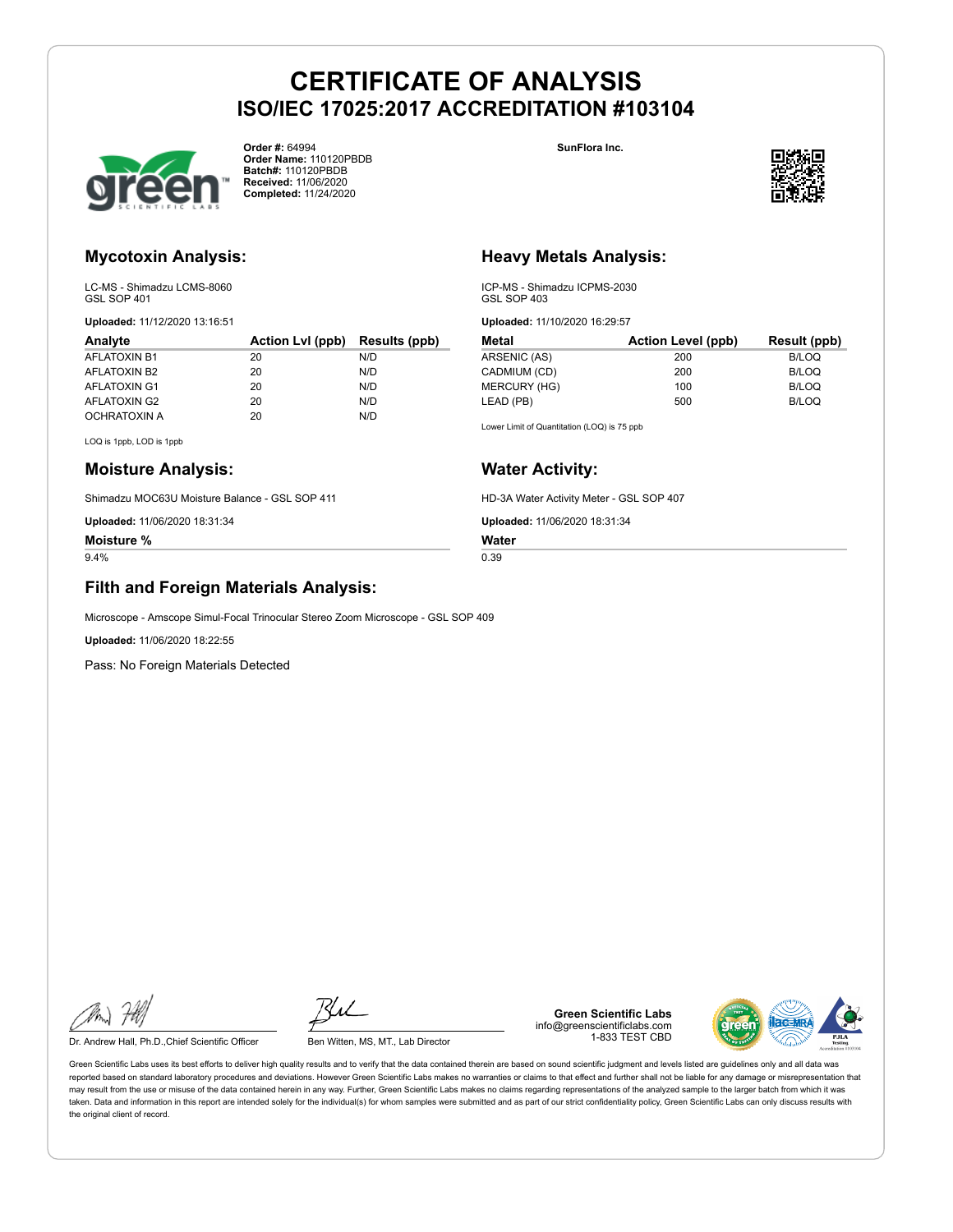# CERTIFICATE OF ANALYSIS

## ISO/IEC 17025:2017 ACCREDITATION #103104

**Order #:** 64994
**Order Name:** 110120PBDB
**Batch#:** 110120PBDB
**Received:** 11/06/2020
**Completed:** 11/24/2020

**SunFlora Inc.**

## Mycotoxin Analysis:

LC-MS - Shimadzu LCMS-8060
GSL SOP 401

**Uploaded:** 11/12/2020 13:16:51

| Analyte | Action Lvl (ppb) | Results (ppb) |
|---|---|---|
| AFLATOXIN B1 | 20 | N/D |
| AFLATOXIN B2 | 20 | N/D |
| AFLATOXIN G1 | 20 | N/D |
| AFLATOXIN G2 | 20 | N/D |
| OCHRATOXIN A | 20 | N/D |

LOQ is 1ppb, LOD is 1ppb

## Heavy Metals Analysis:

ICP-MS - Shimadzu ICPMS-2030
GSL SOP 403

**Uploaded:** 11/10/2020 16:29:57

| Metal | Action Level (ppb) | Result (ppb) |
|---|---|---|
| ARSENIC (AS) | 200 | B/LOQ |
| CADMIUM (CD) | 200 | B/LOQ |
| MERCURY (HG) | 100 | B/LOQ |
| LEAD (PB) | 500 | B/LOQ |

Lower Limit of Quantitation (LOQ) is 75 ppb

## Moisture Analysis:

Shimadzu MOC63U Moisture Balance - GSL SOP 411

**Uploaded:** 11/06/2020 18:31:34

| Moisture % |
|---|
| 9.4% |

## Water Activity:

HD-3A Water Activity Meter - GSL SOP 407

**Uploaded:** 11/06/2020 18:31:34

| Water |
|---|
| 0.39 |

## Filth and Foreign Materials Analysis:

Microscope - Amscope Simul-Focal Trinocular Stereo Zoom Microscope - GSL SOP 409

**Uploaded:** 11/06/2020 18:22:55

Pass: No Foreign Materials Detected

Dr. Andrew Hall, Ph.D.,Chief Scientific Officer

Ben Witten, MS, MT., Lab Director

**Green Scientific Labs**
info@greenscientificlabs.com
1-833 TEST CBD

Green Scientific Labs uses its best efforts to deliver high quality results and to verify that the data contained therein are based on sound scientific judgment and levels listed are guidelines only and all data was reported based on standard laboratory procedures and deviations. However Green Scientific Labs makes no warranties or claims to that effect and further shall not be liable for any damage or misrepresentation that may result from the use or misuse of the data contained herein in any way. Further, Green Scientific Labs makes no claims regarding representations of the analyzed sample to the larger batch from which it was taken. Data and information in this report are intended solely for the individual(s) for whom samples were submitted and as part of our strict confidentiality policy, Green Scientific Labs can only discuss results with the original client of record.